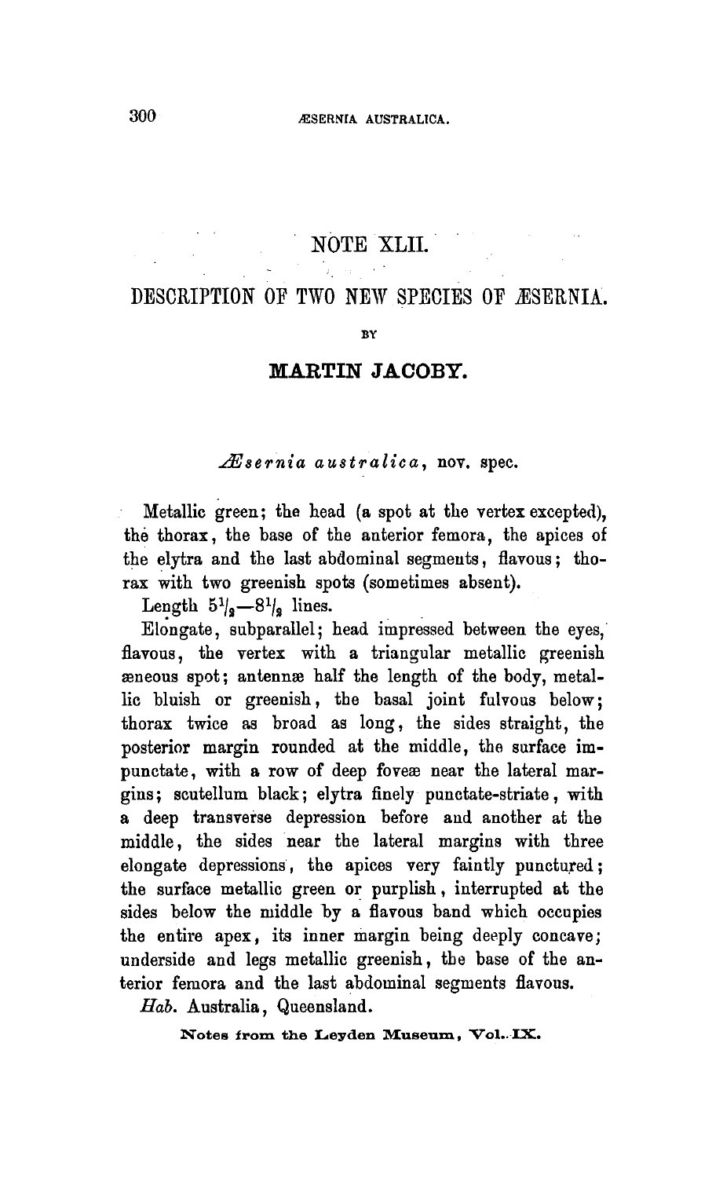# NOTE XLII.

## DESCRIPTION OF TWO NEW SPECIES OF ÆSERNIA.

BY

**MARTIN JACOBY.**

### *Æsernia australica*, nov. spec.

Metallic green; the head (a spot at the vertex excepted), the thorax, the base of the anterior femora, the apices of the elytra and the last abdominal segments, flavous; thorax with two greenish spots (sometimes absent).

Length $5^1/_2$—$8^1/_2$ lines.

Elongate, subparallel; head impressed between the eyes, flavous, the vertex with a triangular metallic greenish æneous spot; antennæ half the length of the body, metallic bluish or greenish, the basal joint fulvous below; thorax twice as broad as long, the sides straight, the posterior margin rounded at the middle, the surface impunctate, with a row of deep foveæ near the lateral margins; scutellum black; elytra finely punctate-striate, with a deep transverse depression before and another at the middle, the sides near the lateral margins with three elongate depressions, the apices very faintly punctured; the surface metallic green or purplish, interrupted at the sides below the middle by a flavous band which occupies the entire apex, its inner margin being deeply concave; underside and legs metallic greenish, the base of the anterior femora and the last abdominal segments flavous.

*Hab.* Australia, Queensland.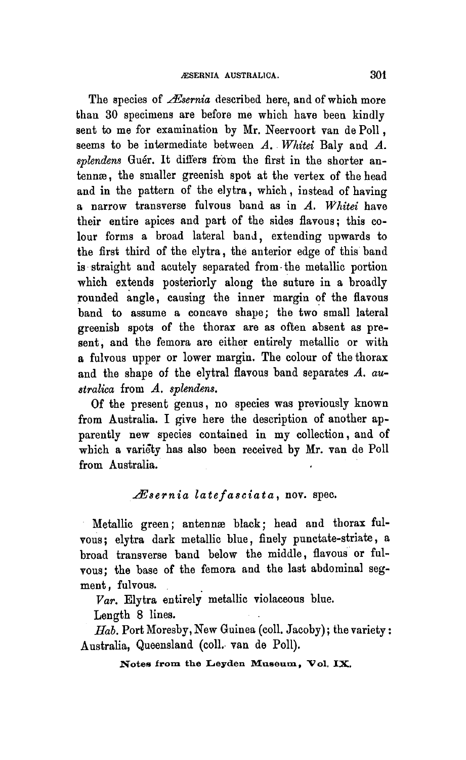The species of *Æsernia* described here, and of which more than 30 specimens are before me which have been kindly sent to me for examination by Mr. Neervoort van de Poll, seems to be intermediate between *A. Whitei* Baly and *A. splendens* Guér. It differs from the first in the shorter antennæ, the smaller greenish spot at the vertex of the head and in the pattern of the elytra, which, instead of having a narrow transverse fulvous band as in *A. Whitei* have their entire apices and part of the sides flavous; this colour forms a broad lateral band, extending upwards to the first third of the elytra, the anterior edge of this band is straight and acutely separated from the metallic portion which extends posteriorly along the suture in a broadly rounded angle, causing the inner margin of the flavous band to assume a concave shape; the two small lateral greenish spots of the thorax are as often absent as present, and the femora are either entirely metallic or with a fulvous upper or lower margin. The colour of the thorax and the shape of the elytral flavous band separates *A. australica* from *A. splendens*.

Of the present genus, no species was previously known from Australia. I give here the description of another apparently new species contained in my collection, and of which a variety has also been received by Mr. van de Poll from Australia.

### *Æsernia latefasciata*, nov. spec.

Metallic green; antennæ black; head and thorax fulvous; elytra dark metallic blue, finely punctate-striate, a broad transverse band below the middle, flavous or fulvous; the base of the femora and the last abdominal segment, fulvous.

*Var.* Elytra entirely metallic violaceous blue.

Length 8 lines.

*Hab.* Port Moresby, New Guinea (coll. Jacoby); the variety: Australia, Queensland (coll. van de Poll).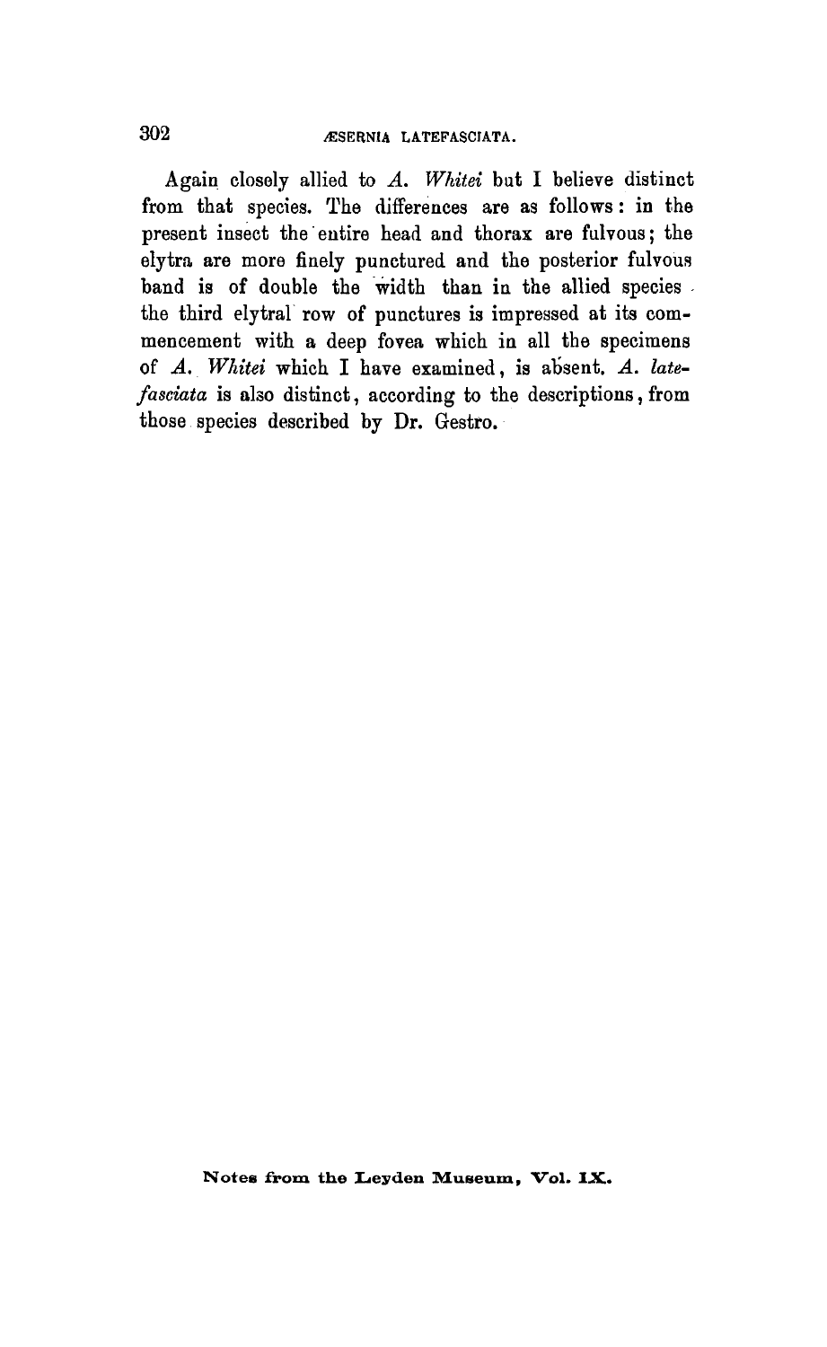Again closely allied to *A. Whitei* but I believe distinct from that species. The differences are as follows: in the present insect the entire head and thorax are fulvous; the elytra are more finely punctured and the posterior fulvous band is of double the width than in the allied species, the third elytral row of punctures is impressed at its commencement with a deep fovea which in all the specimens of *A. Whitei* which I have examined, is absent. *A. latefasciata* is also distinct, according to the descriptions, from those species described by Dr. Gestro.